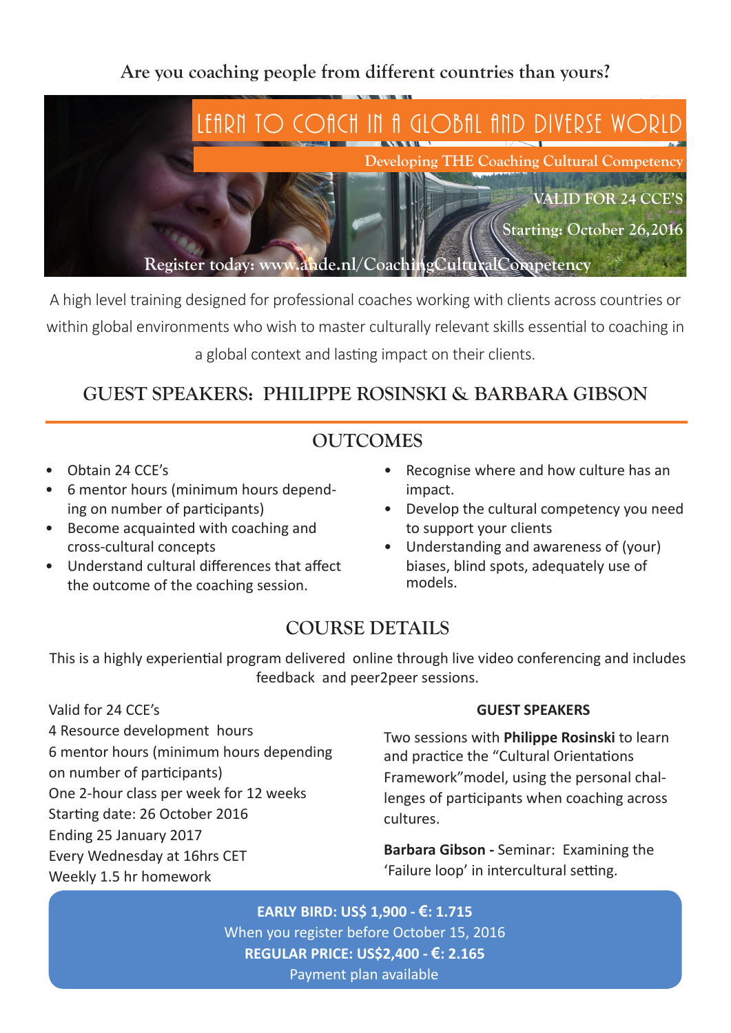Are you coaching people from different countries than yours?

# LEARN TO COACH IN A GLOBAL AND DIVERSE WORLD

Developing THE Coaching Cultural Competency

VALID FOR 24 CCE'S

Starting: October 26,2016

Register today: www.ande.nl/CoachingCulturalCompetency

A high level training designed for professional coaches working with clients across countries or within global environments who wish to master culturally relevant skills essential to coaching in a global context and lasting impact on their clients.

## GUEST SPEAKERS: PHILIPPE ROSINSKI & BARBARA GIBSON

## OUTCOMES

- Obtain 24 CCE's
- 6 mentor hours (minimum hours depending on number of participants)
- Become acquainted with coaching and cross-cultural concepts
- Understand cultural differences that affect the outcome of the coaching session.
- Recognise where and how culture has an impact.
- Develop the cultural competency you need to support your clients
- Understanding and awareness of (your) biases, blind spots, adequately use of models.

## COURSE DETAILS

This is a highly experiential program delivered online through live video conferencing and includes feedback and peer2peer sessions.

Valid for 24 CCE's
4 Resource development hours
6 mentor hours (minimum hours depending on number of participants)
One 2-hour class per week for 12 weeks
Starting date: 26 October 2016
Ending 25 January 2017
Every Wednesday at 16hrs CET
Weekly 1.5 hr homework

**GUEST SPEAKERS**

Two sessions with **Philippe Rosinski** to learn and practice the "Cultural Orientations Framework"model, using the personal challenges of participants when coaching across cultures.

**Barbara Gibson -** Seminar: Examining the 'Failure loop' in intercultural setting.

**EARLY BIRD: US$ 1,900 - €: 1.715**
When you register before October 15, 2016
**REGULAR PRICE: US$2,400 - €: 2.165**
Payment plan available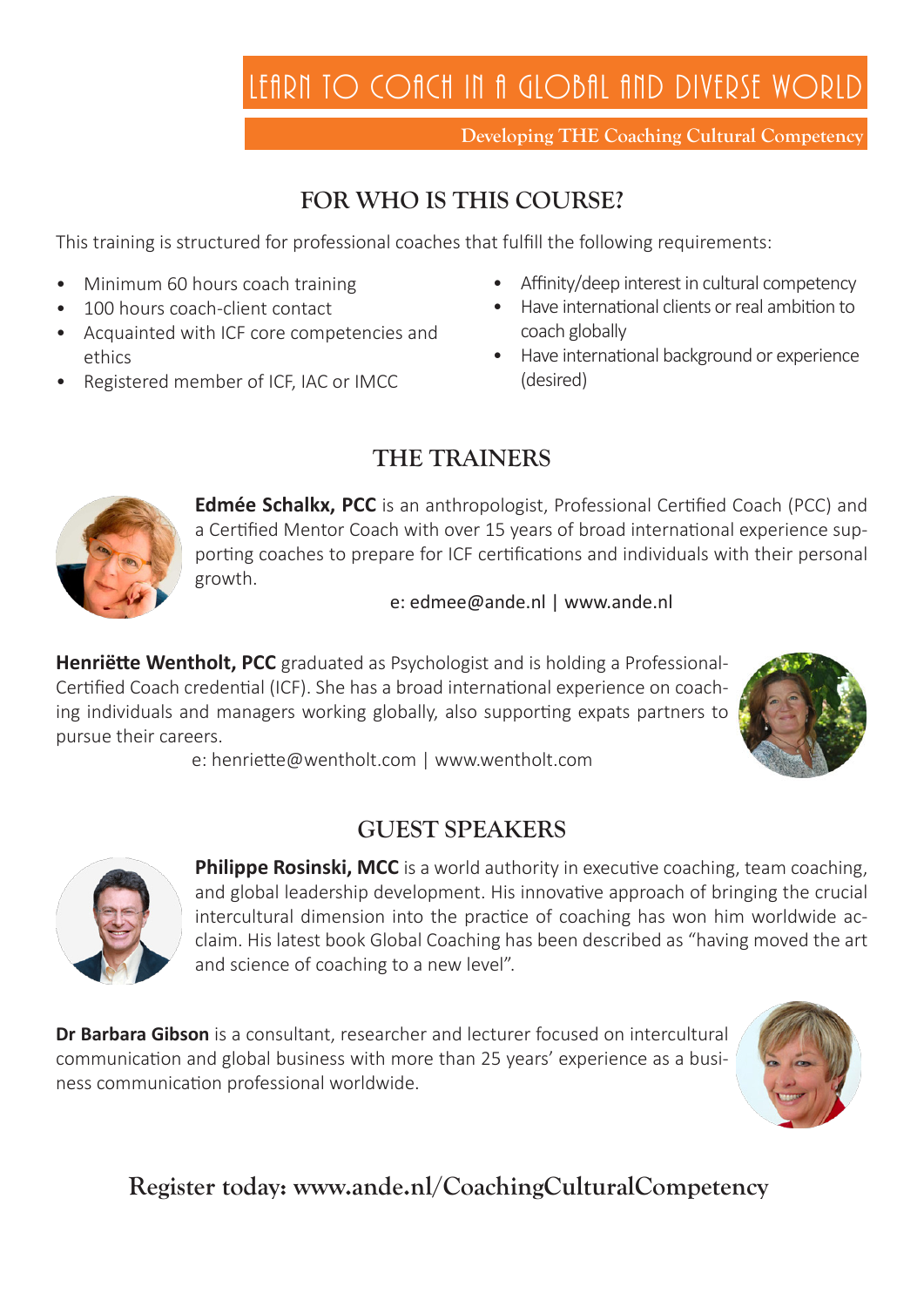# LEARN TO COACH IN A GLOBAL AND DIVERSE WORLD

**Developing THE Coaching Cultural Competency**

## FOR WHO IS THIS COURSE?

This training is structured for professional coaches that fulfill the following requirements:

- Minimum 60 hours coach training
- 100 hours coach-client contact
- Acquainted with ICF core competencies and ethics
- Registered member of ICF, IAC or IMCC
- Affinity/deep interest in cultural competency
- Have international clients or real ambition to coach globally
- Have international background or experience (desired)

## THE TRAINERS

**Edmée Schalkx, PCC** is an anthropologist, Professional Certified Coach (PCC) and a Certified Mentor Coach with over 15 years of broad international experience supporting coaches to prepare for ICF certifications and individuals with their personal growth.

e: edmee@ande.nl | www.ande.nl

**Henriëtte Wentholt, PCC** graduated as Psychologist and is holding a Professional-Certified Coach credential (ICF). She has a broad international experience on coaching individuals and managers working globally, also supporting expats partners to pursue their careers.

e: henriette@wentholt.com | www.wentholt.com

## GUEST SPEAKERS

**Philippe Rosinski, MCC** is a world authority in executive coaching, team coaching, and global leadership development. His innovative approach of bringing the crucial intercultural dimension into the practice of coaching has won him worldwide acclaim. His latest book Global Coaching has been described as "having moved the art and science of coaching to a new level".

**Dr Barbara Gibson** is a consultant, researcher and lecturer focused on intercultural communication and global business with more than 25 years' experience as a business communication professional worldwide.

**Register today: www.ande.nl/CoachingCulturalCompetency**